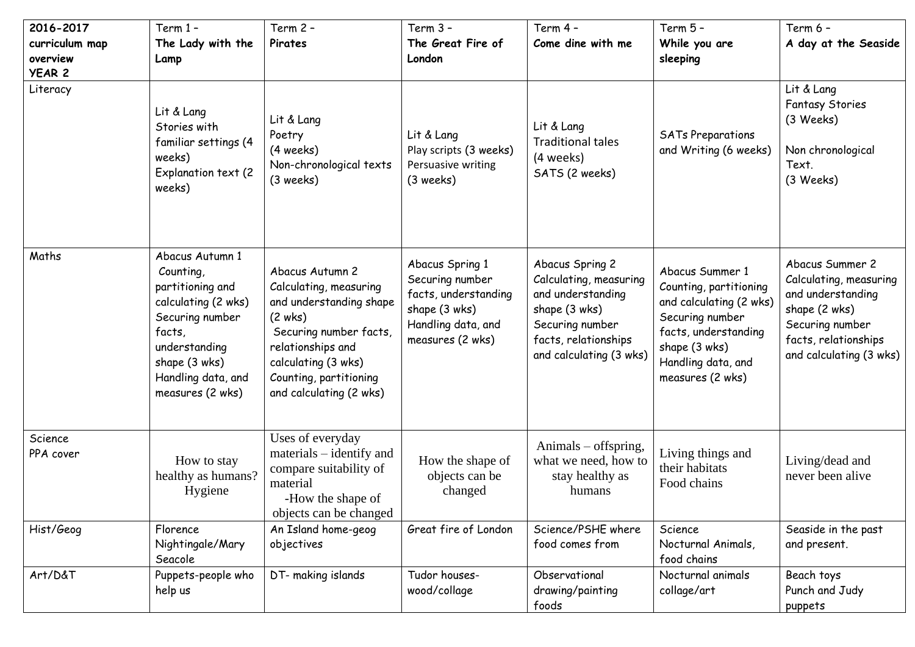| 2016-2017 curriculum map overview YEAR 2 | Term 1 – **The Lady with the Lamp** | Term 2 – **Pirates** | Term 3 – **The Great Fire of London** | Term 4 – **Come dine with me** | Term 5 – **While you are sleeping** | Term 6 – **A day at the Seaside** |
|---|---|---|---|---|---|---|
| Literacy | Lit & Lang<br>Stories with familiar settings (4 weeks)<br>Explanation text (2 weeks) | Lit & Lang<br>Poetry<br>(4 weeks)<br>Non-chronological texts (3 weeks) | Lit & Lang<br>Play scripts (3 weeks)<br>Persuasive writing<br>(3 weeks) | Lit & Lang<br>Traditional tales<br>(4 weeks)<br>SATS (2 weeks) | SATs Preparations and Writing (6 weeks) | Lit & Lang<br>Fantasy Stories<br>(3 Weeks)<br><br>Non chronological Text.<br>(3 Weeks) |
| Maths | Abacus Autumn 1<br>Counting, partitioning and calculating (2 wks)<br>Securing number facts, understanding shape (3 wks)<br>Handling data, and measures (2 wks) | Abacus Autumn 2<br>Calculating, measuring and understanding shape (2 wks)<br>Securing number facts, relationships and calculating (3 wks)<br>Counting, partitioning and calculating (2 wks) | Abacus Spring 1<br>Securing number facts, understanding shape (3 wks)<br>Handling data, and measures (2 wks) | Abacus Spring 2<br>Calculating, measuring and understanding shape (3 wks)<br>Securing number facts, relationships and calculating (3 wks) | Abacus Summer 1<br>Counting, partitioning and calculating (2 wks)<br>Securing number facts, understanding shape (3 wks)<br>Handling data, and measures (2 wks) | Abacus Summer 2<br>Calculating, measuring and understanding shape (2 wks)<br>Securing number facts, relationships and calculating (3 wks) |
| Science<br>PPA cover | How to stay healthy as humans?<br>Hygiene | Uses of everyday materials – identify and compare suitability of material<br>-How the shape of objects can be changed | How the shape of objects can be changed | Animals – offspring, what we need, how to stay healthy as humans | Living things and their habitats<br>Food chains | Living/dead and never been alive |
| Hist/Geog | Florence Nightingale/Mary Seacole | An Island home-geog objectives | Great fire of London | Science/PSHE where food comes from | Science<br>Nocturnal Animals, food chains | Seaside in the past and present. |
| Art/D&T | Puppets-people who help us | DT- making islands | Tudor houses-wood/collage | Observational drawing/painting foods | Nocturnal animals collage/art | Beach toys<br>Punch and Judy puppets |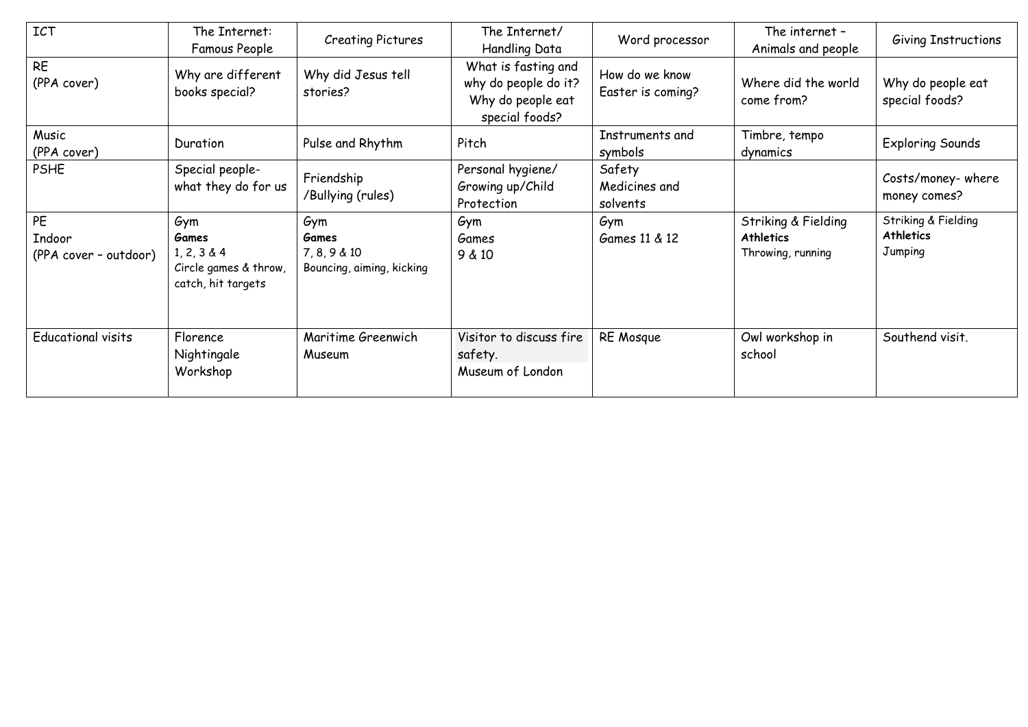| ICT | The Internet: Famous People | Creating Pictures | The Internet/ Handling Data | Word processor | The internet – Animals and people | Giving Instructions |
|---|---|---|---|---|---|---|
| RE (PPA cover) | Why are different books special? | Why did Jesus tell stories? | What is fasting and why do people do it? Why do people eat special foods? | How do we know Easter is coming? | Where did the world come from? | Why do people eat special foods? |
| Music (PPA cover) | Duration | Pulse and Rhythm | Pitch | Instruments and symbols | Timbre, tempo dynamics | Exploring Sounds |
| PSHE | Special people- what they do for us | Friendship /Bullying (rules) | Personal hygiene/ Growing up/Child Protection | Safety Medicines and solvents | | Costs/money- where money comes? |
| PE Indoor (PPA cover – outdoor) | Gym **Games** 1, 2, 3 & 4 Circle games & throw, catch, hit targets | Gym **Games** 7, 8, 9 & 10 Bouncing, aiming, kicking | Gym Games 9 & 10 | Gym Games 11 & 12 | Striking & Fielding **Athletics** Throwing, running | Striking & Fielding **Athletics** Jumping |
| Educational visits | Florence Nightingale Workshop | Maritime Greenwich Museum | Visitor to discuss fire safety. Museum of London | RE Mosque | Owl workshop in school | Southend visit. |